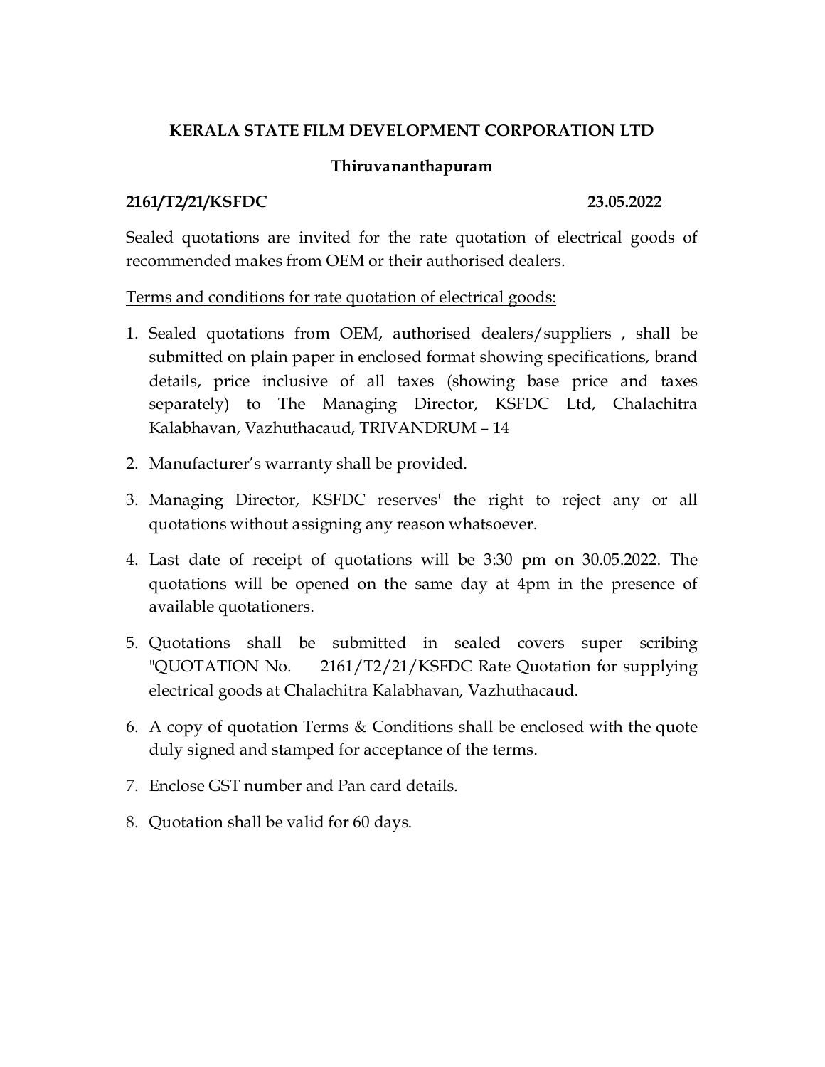**KERALA STATE FILM DEVELOPMENT CORPORATION LTD**

**Thiruvananthapuram**

**2161/T2/21/KSFDC** **23.05.2022**

Sealed quotations are invited for the rate quotation of electrical goods of recommended makes from OEM or their authorised dealers.

<u>Terms and conditions for rate quotation of electrical goods:</u>

1. Sealed quotations from OEM, authorised dealers/suppliers , shall be submitted on plain paper in enclosed format showing specifications, brand details, price inclusive of all taxes (showing base price and taxes separately) to The Managing Director, KSFDC Ltd, Chalachitra Kalabhavan, Vazhuthacaud, TRIVANDRUM – 14
2. Manufacturer's warranty shall be provided.
3. Managing Director, KSFDC reserves' the right to reject any or all quotations without assigning any reason whatsoever.
4. Last date of receipt of quotations will be 3:30 pm on 30.05.2022. The quotations will be opened on the same day at 4pm in the presence of available quotationers.
5. Quotations shall be submitted in sealed covers super scribing "QUOTATION No. 2161/T2/21/KSFDC Rate Quotation for supplying electrical goods at Chalachitra Kalabhavan, Vazhuthacaud.
6. A copy of quotation Terms & Conditions shall be enclosed with the quote duly signed and stamped for acceptance of the terms.
7. Enclose GST number and Pan card details.
8. Quotation shall be valid for 60 days.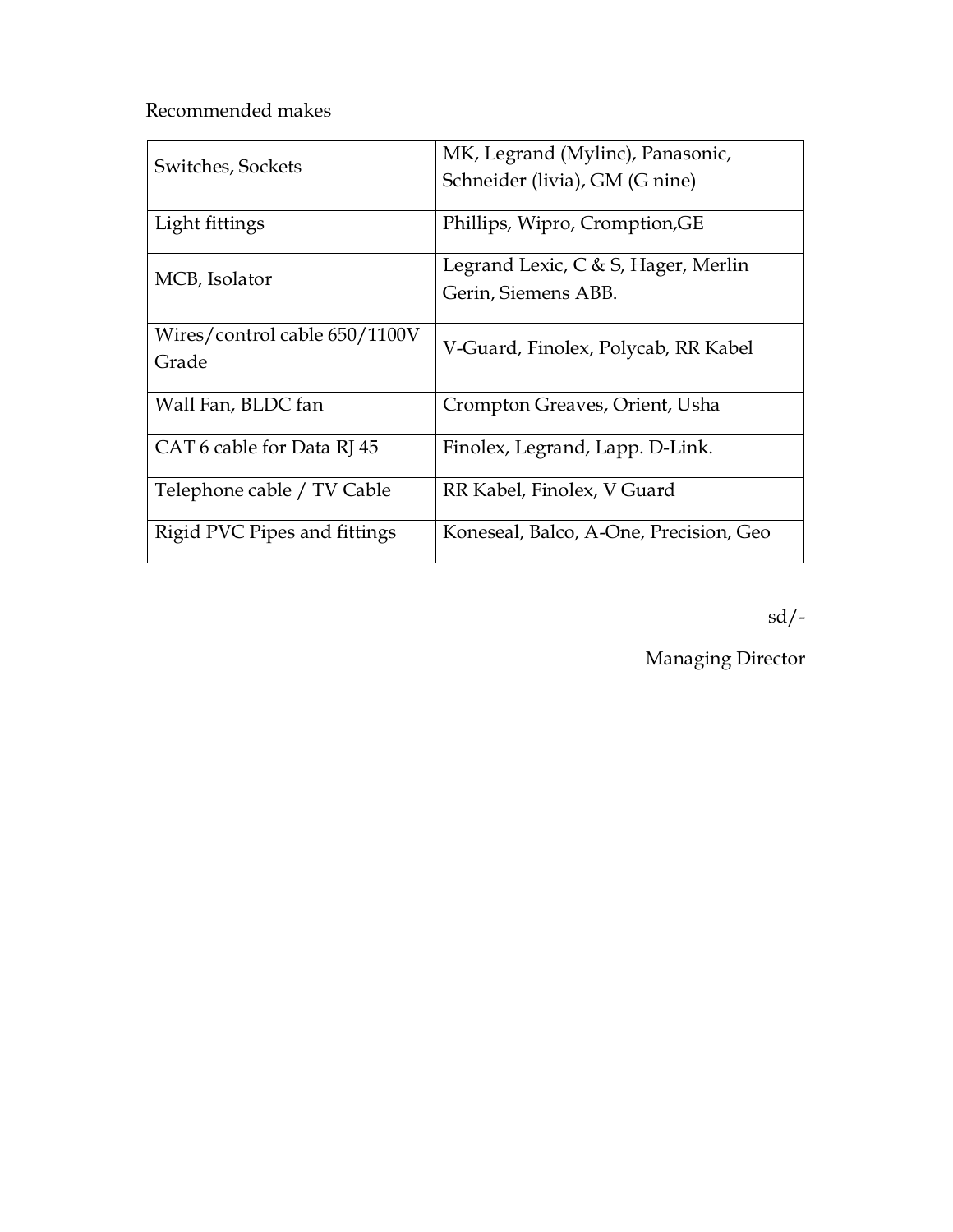Recommended makes

| | |
|---|---|
| Switches, Sockets | MK, Legrand (Mylinc), Panasonic, Schneider (livia), GM (G nine) |
| Light fittings | Phillips, Wipro, Cromption,GE |
| MCB, Isolator | Legrand Lexic, C & S, Hager, Merlin Gerin, Siemens ABB. |
| Wires/control cable 650/1100V Grade | V-Guard, Finolex, Polycab, RR Kabel |
| Wall Fan, BLDC fan | Crompton Greaves, Orient, Usha |
| CAT 6 cable for Data RJ 45 | Finolex, Legrand, Lapp. D-Link. |
| Telephone cable / TV Cable | RR Kabel, Finolex, V Guard |
| Rigid PVC Pipes and fittings | Koneseal, Balco, A-One, Precision, Geo |

sd/-

Managing Director